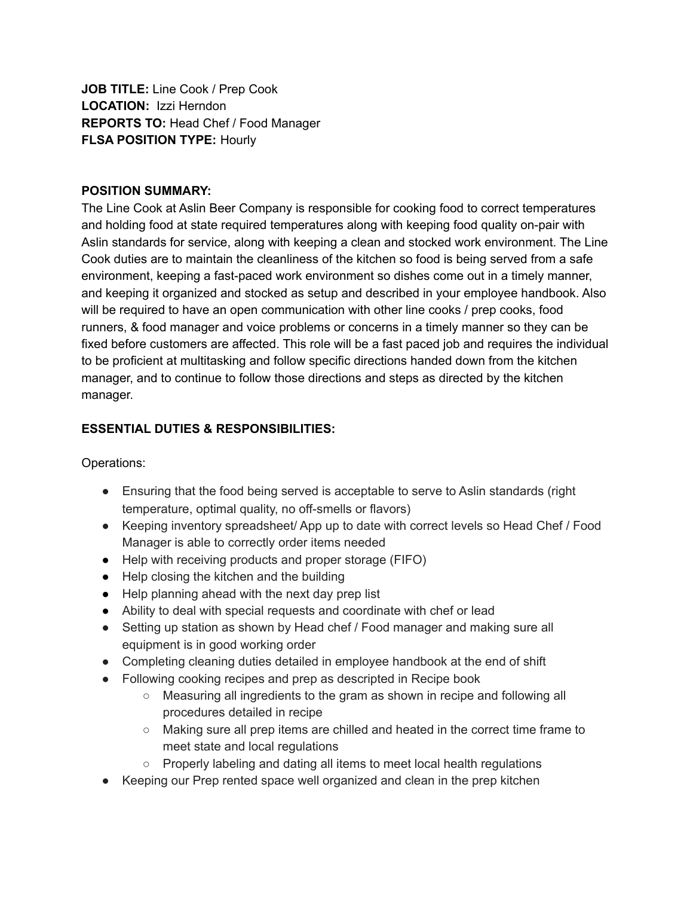**JOB TITLE:** Line Cook / Prep Cook
**LOCATION:** Izzi Herndon
**REPORTS TO:** Head Chef / Food Manager
**FLSA POSITION TYPE:** Hourly

**POSITION SUMMARY:**

The Line Cook at Aslin Beer Company is responsible for cooking food to correct temperatures and holding food at state required temperatures along with keeping food quality on-pair with Aslin standards for service, along with keeping a clean and stocked work environment. The Line Cook duties are to maintain the cleanliness of the kitchen so food is being served from a safe environment, keeping a fast-paced work environment so dishes come out in a timely manner, and keeping it organized and stocked as setup and described in your employee handbook. Also will be required to have an open communication with other line cooks / prep cooks, food runners, & food manager and voice problems or concerns in a timely manner so they can be fixed before customers are affected. This role will be a fast paced job and requires the individual to be proficient at multitasking and follow specific directions handed down from the kitchen manager, and to continue to follow those directions and steps as directed by the kitchen manager.

**ESSENTIAL DUTIES & RESPONSIBILITIES:**

Operations:

- Ensuring that the food being served is acceptable to serve to Aslin standards (right temperature, optimal quality, no off-smells or flavors)
- Keeping inventory spreadsheet/ App up to date with correct levels so Head Chef / Food Manager is able to correctly order items needed
- Help with receiving products and proper storage (FIFO)
- Help closing the kitchen and the building
- Help planning ahead with the next day prep list
- Ability to deal with special requests and coordinate with chef or lead
- Setting up station as shown by Head chef / Food manager and making sure all equipment is in good working order
- Completing cleaning duties detailed in employee handbook at the end of shift
- Following cooking recipes and prep as descripted in Recipe book
  - Measuring all ingredients to the gram as shown in recipe and following all procedures detailed in recipe
  - Making sure all prep items are chilled and heated in the correct time frame to meet state and local regulations
  - Properly labeling and dating all items to meet local health regulations
- Keeping our Prep rented space well organized and clean in the prep kitchen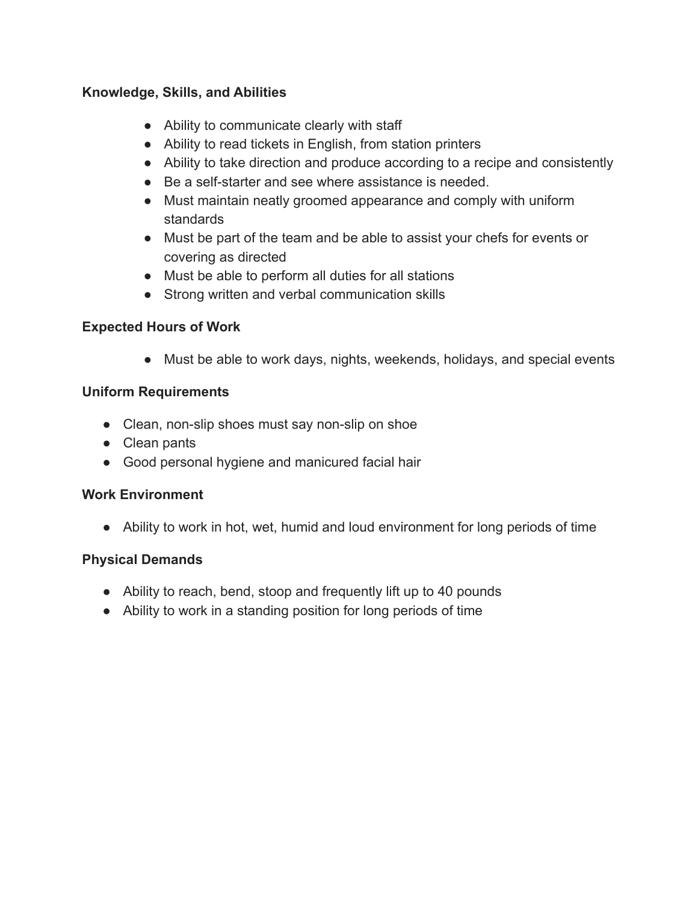**Knowledge, Skills, and Abilities**

- Ability to communicate clearly with staff
- Ability to read tickets in English, from station printers
- Ability to take direction and produce according to a recipe and consistently
- Be a self-starter and see where assistance is needed.
- Must maintain neatly groomed appearance and comply with uniform standards
- Must be part of the team and be able to assist your chefs for events or covering as directed
- Must be able to perform all duties for all stations
- Strong written and verbal communication skills

**Expected Hours of Work**

- Must be able to work days, nights, weekends, holidays, and special events

**Uniform Requirements**

- Clean, non-slip shoes must say non-slip on shoe
- Clean pants
- Good personal hygiene and manicured facial hair

**Work Environment**

- Ability to work in hot, wet, humid and loud environment for long periods of time

**Physical Demands**

- Ability to reach, bend, stoop and frequently lift up to 40 pounds
- Ability to work in a standing position for long periods of time